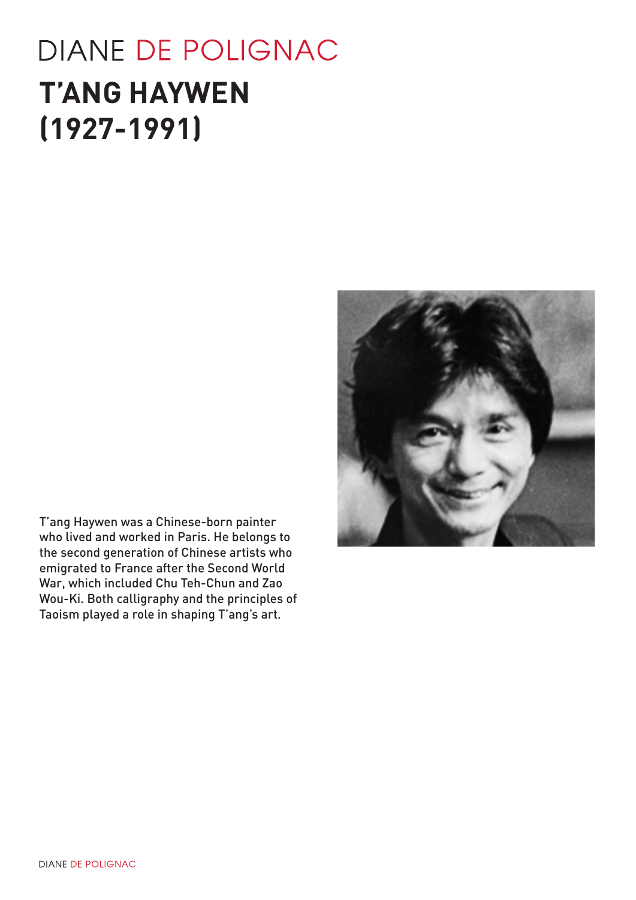DIANE DE POLIGNAC

# T'ANG HAYWEN (1927-1991)

T'ang Haywen was a Chinese-born painter who lived and worked in Paris. He belongs to the second generation of Chinese artists who emigrated to France after the Second World War, which included Chu Teh-Chun and Zao Wou-Ki. Both calligraphy and the principles of Taoism played a role in shaping T'ang's art.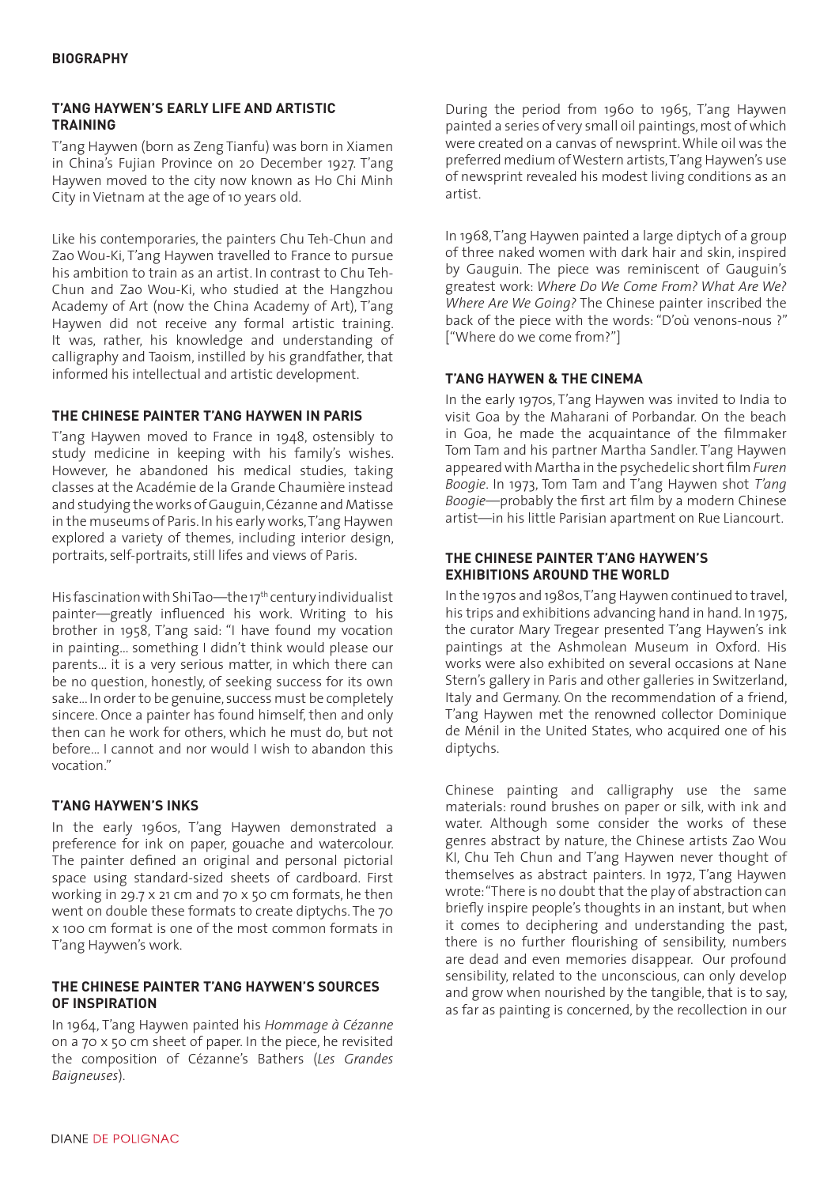## BIOGRAPHY

### T'ANG HAYWEN'S EARLY LIFE AND ARTISTIC TRAINING

T'ang Haywen (born as Zeng Tianfu) was born in Xiamen in China's Fujian Province on 20 December 1927. T'ang Haywen moved to the city now known as Ho Chi Minh City in Vietnam at the age of 10 years old.

Like his contemporaries, the painters Chu Teh-Chun and Zao Wou-Ki, T'ang Haywen travelled to France to pursue his ambition to train as an artist. In contrast to Chu Teh-Chun and Zao Wou-Ki, who studied at the Hangzhou Academy of Art (now the China Academy of Art), T'ang Haywen did not receive any formal artistic training. It was, rather, his knowledge and understanding of calligraphy and Taoism, instilled by his grandfather, that informed his intellectual and artistic development.

### THE CHINESE PAINTER T'ANG HAYWEN IN PARIS

T'ang Haywen moved to France in 1948, ostensibly to study medicine in keeping with his family's wishes. However, he abandoned his medical studies, taking classes at the Académie de la Grande Chaumière instead and studying the works of Gauguin, Cézanne and Matisse in the museums of Paris. In his early works, T'ang Haywen explored a variety of themes, including interior design, portraits, self-portraits, still lifes and views of Paris.

His fascination with Shi Tao—the 17th century individualist painter—greatly influenced his work. Writing to his brother in 1958, T'ang said: "I have found my vocation in painting... something I didn't think would please our parents... it is a very serious matter, in which there can be no question, honestly, of seeking success for its own sake... In order to be genuine, success must be completely sincere. Once a painter has found himself, then and only then can he work for others, which he must do, but not before... I cannot and nor would I wish to abandon this vocation."

### T'ANG HAYWEN'S INKS

In the early 1960s, T'ang Haywen demonstrated a preference for ink on paper, gouache and watercolour. The painter defined an original and personal pictorial space using standard-sized sheets of cardboard. First working in 29.7 x 21 cm and 70 x 50 cm formats, he then went on double these formats to create diptychs. The 70 x 100 cm format is one of the most common formats in T'ang Haywen's work.

### THE CHINESE PAINTER T'ANG HAYWEN'S SOURCES OF INSPIRATION

In 1964, T'ang Haywen painted his *Hommage à Cézanne* on a 70 x 50 cm sheet of paper. In the piece, he revisited the composition of Cézanne's Bathers (*Les Grandes Baigneuses*).

During the period from 1960 to 1965, T'ang Haywen painted a series of very small oil paintings, most of which were created on a canvas of newsprint. While oil was the preferred medium of Western artists, T'ang Haywen's use of newsprint revealed his modest living conditions as an artist.

In 1968, T'ang Haywen painted a large diptych of a group of three naked women with dark hair and skin, inspired by Gauguin. The piece was reminiscent of Gauguin's greatest work: *Where Do We Come From? What Are We? Where Are We Going?* The Chinese painter inscribed the back of the piece with the words: "D'où venons-nous ?" ["Where do we come from?"]

### T'ANG HAYWEN & THE CINEMA

In the early 1970s, T'ang Haywen was invited to India to visit Goa by the Maharani of Porbandar. On the beach in Goa, he made the acquaintance of the filmmaker Tom Tam and his partner Martha Sandler. T'ang Haywen appeared with Martha in the psychedelic short film *Furen Boogie*. In 1973, Tom Tam and T'ang Haywen shot *T'ang Boogie*—probably the first art film by a modern Chinese artist—in his little Parisian apartment on Rue Liancourt.

### THE CHINESE PAINTER T'ANG HAYWEN'S EXHIBITIONS AROUND THE WORLD

In the 1970s and 1980s, T'ang Haywen continued to travel, his trips and exhibitions advancing hand in hand. In 1975, the curator Mary Tregear presented T'ang Haywen's ink paintings at the Ashmolean Museum in Oxford. His works were also exhibited on several occasions at Nane Stern's gallery in Paris and other galleries in Switzerland, Italy and Germany. On the recommendation of a friend, T'ang Haywen met the renowned collector Dominique de Ménil in the United States, who acquired one of his diptychs.

Chinese painting and calligraphy use the same materials: round brushes on paper or silk, with ink and water. Although some consider the works of these genres abstract by nature, the Chinese artists Zao Wou KI, Chu Teh Chun and T'ang Haywen never thought of themselves as abstract painters. In 1972, T'ang Haywen wrote: "There is no doubt that the play of abstraction can briefly inspire people's thoughts in an instant, but when it comes to deciphering and understanding the past, there is no further flourishing of sensibility, numbers are dead and even memories disappear. Our profound sensibility, related to the unconscious, can only develop and grow when nourished by the tangible, that is to say, as far as painting is concerned, by the recollection in our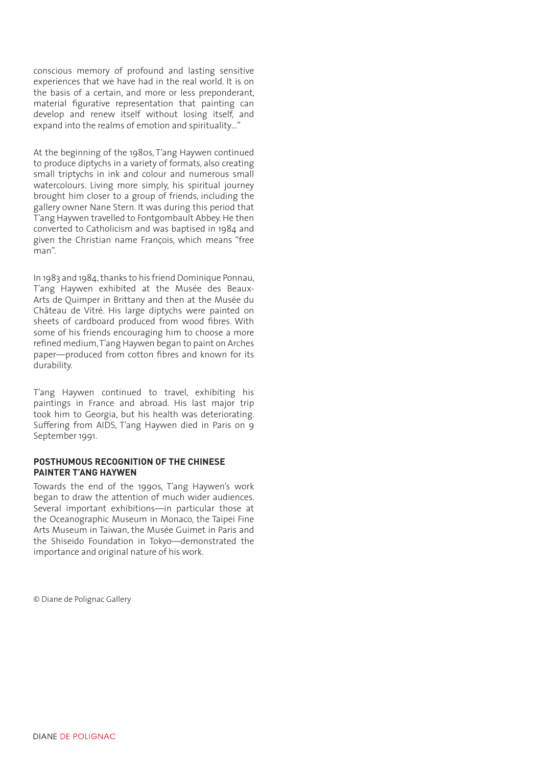conscious memory of profound and lasting sensitive experiences that we have had in the real world. It is on the basis of a certain, and more or less preponderant, material figurative representation that painting can develop and renew itself without losing itself, and expand into the realms of emotion and spirituality…"

At the beginning of the 1980s, T'ang Haywen continued to produce diptychs in a variety of formats, also creating small triptychs in ink and colour and numerous small watercolours. Living more simply, his spiritual journey brought him closer to a group of friends, including the gallery owner Nane Stern. It was during this period that T'ang Haywen travelled to Fontgombault Abbey. He then converted to Catholicism and was baptised in 1984 and given the Christian name François, which means "free man".

In 1983 and 1984, thanks to his friend Dominique Ponnau, T'ang Haywen exhibited at the Musée des Beaux-Arts de Quimper in Brittany and then at the Musée du Château de Vitré. His large diptychs were painted on sheets of cardboard produced from wood fibres. With some of his friends encouraging him to choose a more refined medium, T'ang Haywen began to paint on Arches paper—produced from cotton fibres and known for its durability.

T'ang Haywen continued to travel, exhibiting his paintings in France and abroad. His last major trip took him to Georgia, but his health was deteriorating. Suffering from AIDS, T'ang Haywen died in Paris on 9 September 1991.

## POSTHUMOUS RECOGNITION OF THE CHINESE PAINTER T'ANG HAYWEN

Towards the end of the 1990s, T'ang Haywen's work began to draw the attention of much wider audiences. Several important exhibitions—in particular those at the Oceanographic Museum in Monaco, the Taipei Fine Arts Museum in Taiwan, the Musée Guimet in Paris and the Shiseido Foundation in Tokyo—demonstrated the importance and original nature of his work.

© Diane de Polignac Gallery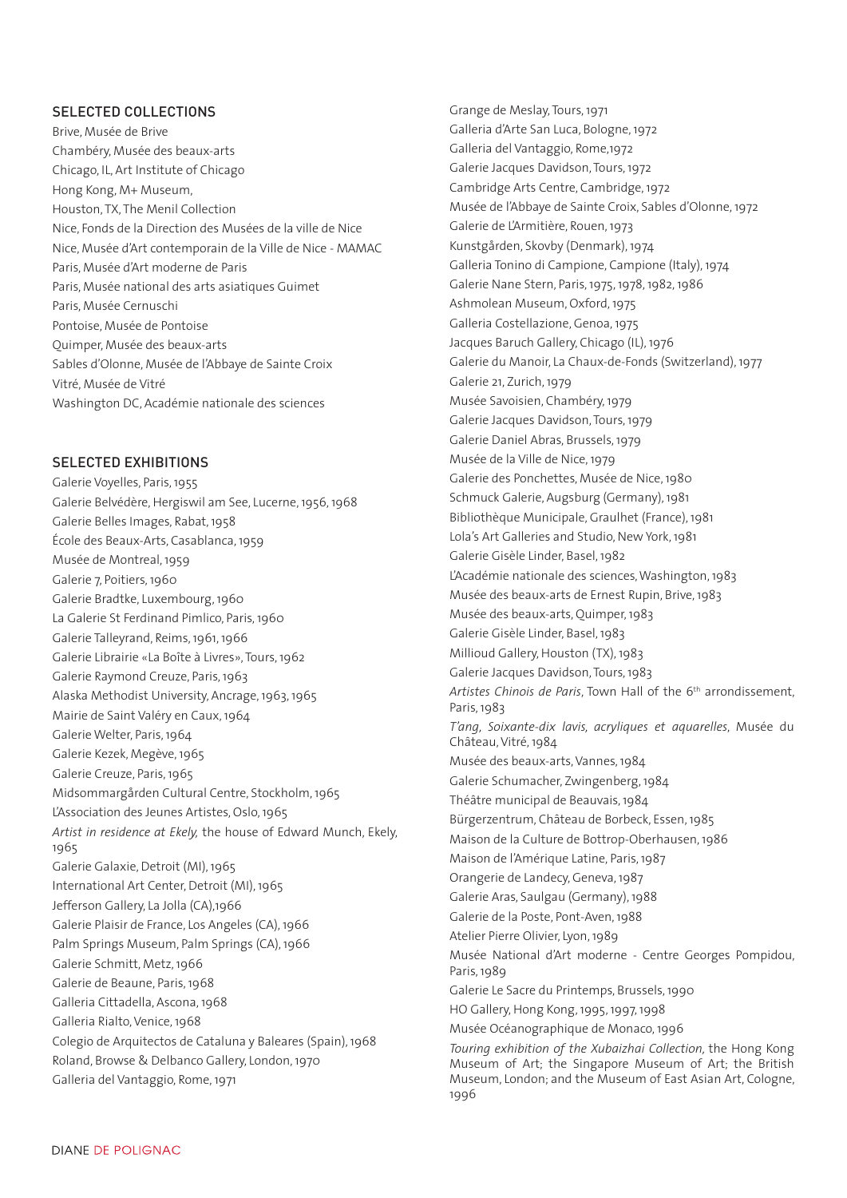## SELECTED COLLECTIONS

Brive, Musée de Brive
Chambéry, Musée des beaux-arts
Chicago, IL, Art Institute of Chicago
Hong Kong, M+ Museum,
Houston, TX, The Menil Collection
Nice, Fonds de la Direction des Musées de la ville de Nice
Nice, Musée d'Art contemporain de la Ville de Nice - MAMAC
Paris, Musée d'Art moderne de Paris
Paris, Musée national des arts asiatiques Guimet
Paris, Musée Cernuschi
Pontoise, Musée de Pontoise
Quimper, Musée des beaux-arts
Sables d'Olonne, Musée de l'Abbaye de Sainte Croix
Vitré, Musée de Vitré
Washington DC, Académie nationale des sciences

## SELECTED EXHIBITIONS

Galerie Voyelles, Paris, 1955
Galerie Belvédère, Hergiswil am See, Lucerne, 1956, 1968
Galerie Belles Images, Rabat, 1958
École des Beaux-Arts, Casablanca, 1959
Musée de Montreal, 1959
Galerie 7, Poitiers, 1960
Galerie Bradtke, Luxembourg, 1960
La Galerie St Ferdinand Pimlico, Paris, 1960
Galerie Talleyrand, Reims, 1961, 1966
Galerie Librairie «La Boîte à Livres», Tours, 1962
Galerie Raymond Creuze, Paris, 1963
Alaska Methodist University, Ancrage, 1963, 1965
Mairie de Saint Valéry en Caux, 1964
Galerie Welter, Paris, 1964
Galerie Kezek, Megève, 1965
Galerie Creuze, Paris, 1965
Midsommargården Cultural Centre, Stockholm, 1965
L'Association des Jeunes Artistes, Oslo, 1965
*Artist in residence at Ekely,* the house of Edward Munch, Ekely, 1965
Galerie Galaxie, Detroit (MI), 1965
International Art Center, Detroit (MI), 1965
Jefferson Gallery, La Jolla (CA),1966
Galerie Plaisir de France, Los Angeles (CA), 1966
Palm Springs Museum, Palm Springs (CA), 1966
Galerie Schmitt, Metz, 1966
Galerie de Beaune, Paris, 1968
Galleria Cittadella, Ascona, 1968
Galleria Rialto, Venice, 1968
Colegio de Arquitectos de Cataluna y Baleares (Spain), 1968
Roland, Browse & Delbanco Gallery, London, 1970
Galleria del Vantaggio, Rome, 1971
Grange de Meslay, Tours, 1971
Galleria d'Arte San Luca, Bologne, 1972
Galleria del Vantaggio, Rome,1972
Galerie Jacques Davidson, Tours, 1972
Cambridge Arts Centre, Cambridge, 1972
Musée de l'Abbaye de Sainte Croix, Sables d'Olonne, 1972
Galerie de L'Armitière, Rouen, 1973
Kunstgården, Skovby (Denmark), 1974
Galleria Tonino di Campione, Campione (Italy), 1974
Galerie Nane Stern, Paris, 1975, 1978, 1982, 1986
Ashmolean Museum, Oxford, 1975
Galleria Costellazione, Genoa, 1975
Jacques Baruch Gallery, Chicago (IL), 1976
Galerie du Manoir, La Chaux-de-Fonds (Switzerland), 1977
Galerie 21, Zurich, 1979
Musée Savoisien, Chambéry, 1979
Galerie Jacques Davidson, Tours, 1979
Galerie Daniel Abras, Brussels, 1979
Musée de la Ville de Nice, 1979
Galerie des Ponchettes, Musée de Nice, 1980
Schmuck Galerie, Augsburg (Germany), 1981
Bibliothèque Municipale, Graulhet (France), 1981
Lola's Art Galleries and Studio, New York, 1981
Galerie Gisèle Linder, Basel, 1982
L'Académie nationale des sciences, Washington, 1983
Musée des beaux-arts de Ernest Rupin, Brive, 1983
Musée des beaux-arts, Quimper, 1983
Galerie Gisèle Linder, Basel, 1983
Millioud Gallery, Houston (TX), 1983
Galerie Jacques Davidson, Tours, 1983
*Artistes Chinois de Paris*, Town Hall of the 6th arrondissement, Paris, 1983
*T'ang, Soixante-dix lavis, acryliques et aquarelles*, Musée du Château, Vitré, 1984
Musée des beaux-arts, Vannes, 1984
Galerie Schumacher, Zwingenberg, 1984
Théâtre municipal de Beauvais, 1984
Bürgerzentrum, Château de Borbeck, Essen, 1985
Maison de la Culture de Bottrop-Oberhausen, 1986
Maison de l'Amérique Latine, Paris, 1987
Orangerie de Landecy, Geneva, 1987
Galerie Aras, Saulgau (Germany), 1988
Galerie de la Poste, Pont-Aven, 1988
Atelier Pierre Olivier, Lyon, 1989
Musée National d'Art moderne - Centre Georges Pompidou, Paris, 1989
Galerie Le Sacre du Printemps, Brussels, 1990
HO Gallery, Hong Kong, 1995, 1997, 1998
Musée Océanographique de Monaco, 1996
*Touring exhibition of the Xubaizhai Collection*, the Hong Kong Museum of Art; the Singapore Museum of Art; the British Museum, London; and the Museum of East Asian Art, Cologne, 1996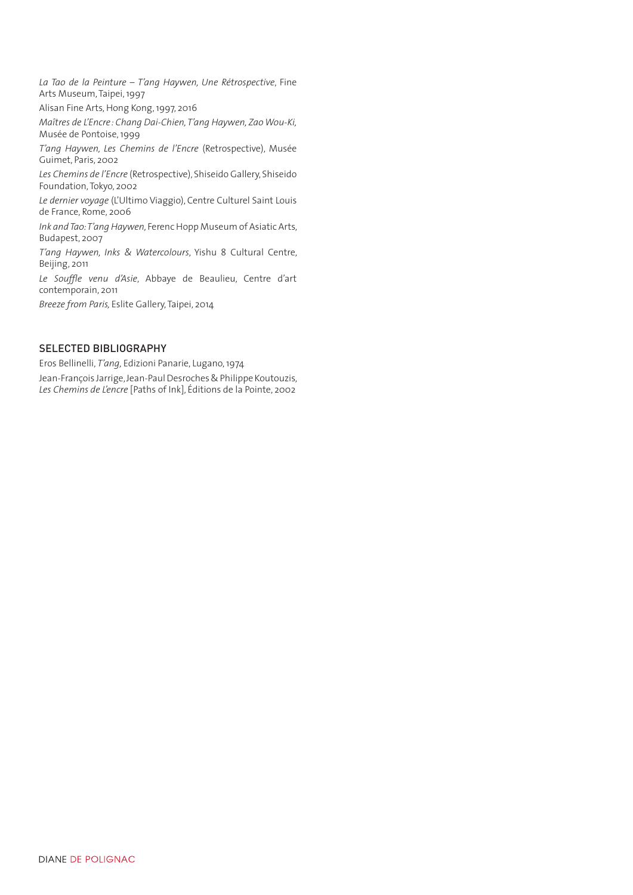*La Tao de la Peinture – T'ang Haywen, Une Rétrospective*, Fine Arts Museum, Taipei, 1997

Alisan Fine Arts, Hong Kong, 1997, 2016

*Maîtres de L'Encre : Chang Dai-Chien, T'ang Haywen, Zao Wou-Ki,* Musée de Pontoise, 1999

*T'ang Haywen, Les Chemins de l'Encre* (Retrospective), Musée Guimet, Paris, 2002

*Les Chemins de l'Encre* (Retrospective), Shiseido Gallery, Shiseido Foundation, Tokyo, 2002

*Le dernier voyage* (L'Ultimo Viaggio), Centre Culturel Saint Louis de France, Rome, 2006

*Ink and Tao: T'ang Haywen,* Ferenc Hopp Museum of Asiatic Arts, Budapest, 2007

*T'ang Haywen, Inks & Watercolours*, Yishu 8 Cultural Centre, Beijing, 2011

*Le Souffle venu d'Asie*, Abbaye de Beaulieu, Centre d'art contemporain, 2011

*Breeze from Paris,* Eslite Gallery, Taipei, 2014

## SELECTED BIBLIOGRAPHY

Eros Bellinelli, *T'ang*, Edizioni Panarie, Lugano, 1974

Jean-François Jarrige, Jean-Paul Desroches & Philippe Koutouzis, *Les Chemins de L'encre* [Paths of Ink], Éditions de la Pointe, 2002